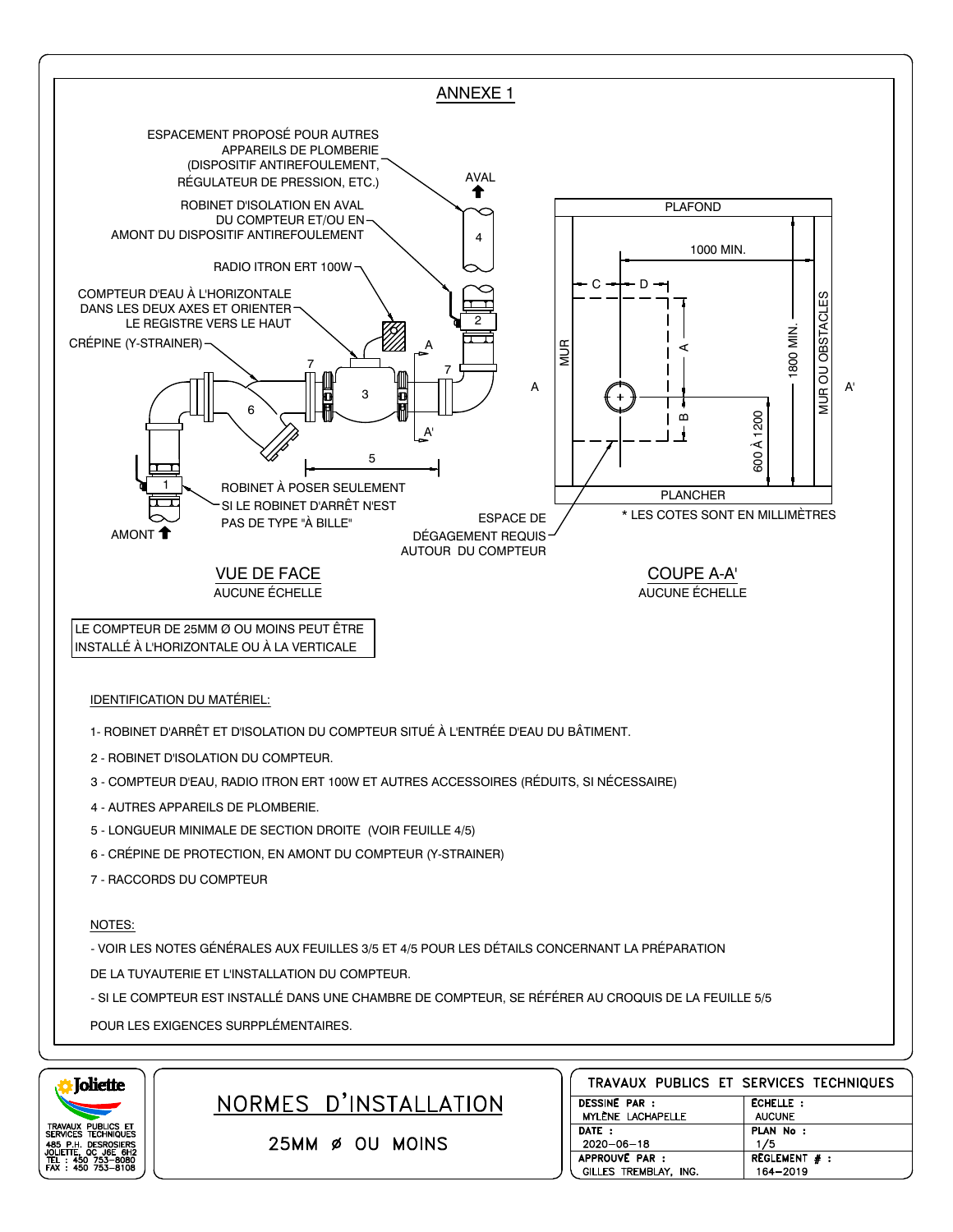# ANNEXE 1

ESPACEMENT PROPOSÉ POUR AUTRES APPAREILS DE PLOMBERIE (DISPOSITIF ANTIREFOULEMENT, RÉGULATEUR DE PRESSION, ETC.)

ROBINET D'ISOLATION EN AVAL DU COMPTEUR ET/OU EN AMONT DU DISPOSITIF ANTIREFOULEMENT

RADIO ITRON ERT 100W

COMPTEUR D'EAU À L'HORIZONTALE DANS LES DEUX AXES ET ORIENTER LE REGISTRE VERS LE HAUT

CRÉPINE (Y-STRAINER)

AVAL

AMONT

ROBINET À POSER SEULEMENT SI LE ROBINET D'ARRÊT N'EST PAS DE TYPE "À BILLE"

ESPACE DE DÉGAGEMENT REQUIS AUTOUR DU COMPTEUR

PLAFOND

PLANCHER

MUR

MUR OU OBSTACLES

1000 MIN.

1800 MIN.

600 À 1200

\* LES COTES SONT EN MILLIMÈTRES

## VUE DE FACE
AUCUNE ÉCHELLE

## COUPE A-A'
AUCUNE ÉCHELLE

LE COMPTEUR DE 25MM Ø OU MOINS PEUT ÊTRE INSTALLÉ À L'HORIZONTALE OU À LA VERTICALE

### IDENTIFICATION DU MATÉRIEL:

1- ROBINET D'ARRÊT ET D'ISOLATION DU COMPTEUR SITUÉ À L'ENTRÉE D'EAU DU BÂTIMENT.

2 - ROBINET D'ISOLATION DU COMPTEUR.

3 - COMPTEUR D'EAU, RADIO ITRON ERT 100W ET AUTRES ACCESSOIRES (RÉDUITS, SI NÉCESSAIRE)

4 - AUTRES APPAREILS DE PLOMBERIE.

5 - LONGUEUR MINIMALE DE SECTION DROITE (VOIR FEUILLE 4/5)

6 - CRÉPINE DE PROTECTION, EN AMONT DU COMPTEUR (Y-STRAINER)

7 - RACCORDS DU COMPTEUR

### NOTES:

- VOIR LES NOTES GÉNÉRALES AUX FEUILLES 3/5 ET 4/5 POUR LES DÉTAILS CONCERNANT LA PRÉPARATION DE LA TUYAUTERIE ET L'INSTALLATION DU COMPTEUR.

- SI LE COMPTEUR EST INSTALLÉ DANS UNE CHAMBRE DE COMPTEUR, SE RÉFÉRER AU CROQUIS DE LA FEUILLE 5/5 POUR LES EXIGENCES SURPPLÉMENTAIRES.

Joliette
TRAVAUX PUBLICS ET SERVICES TECHNIQUES
485 P.H. DESROSIERS
JOLIETTE, QC J6E 6H2
TEL : 450 753-8080
FAX : 450 753-8108

## NORMES D'INSTALLATION

25MM Ø OU MOINS

| TRAVAUX PUBLICS ET SERVICES TECHNIQUES | |
|---|---|
| DESSINÉ PAR : MYLÈNE LACHAPELLE | ÉCHELLE : AUCUNE |
| DATE : 2020-06-18 | PLAN No : 1/5 |
| APPROUVÉ PAR : GILLES TREMBLAY, ING. | RÈGLEMENT # : 164-2019 |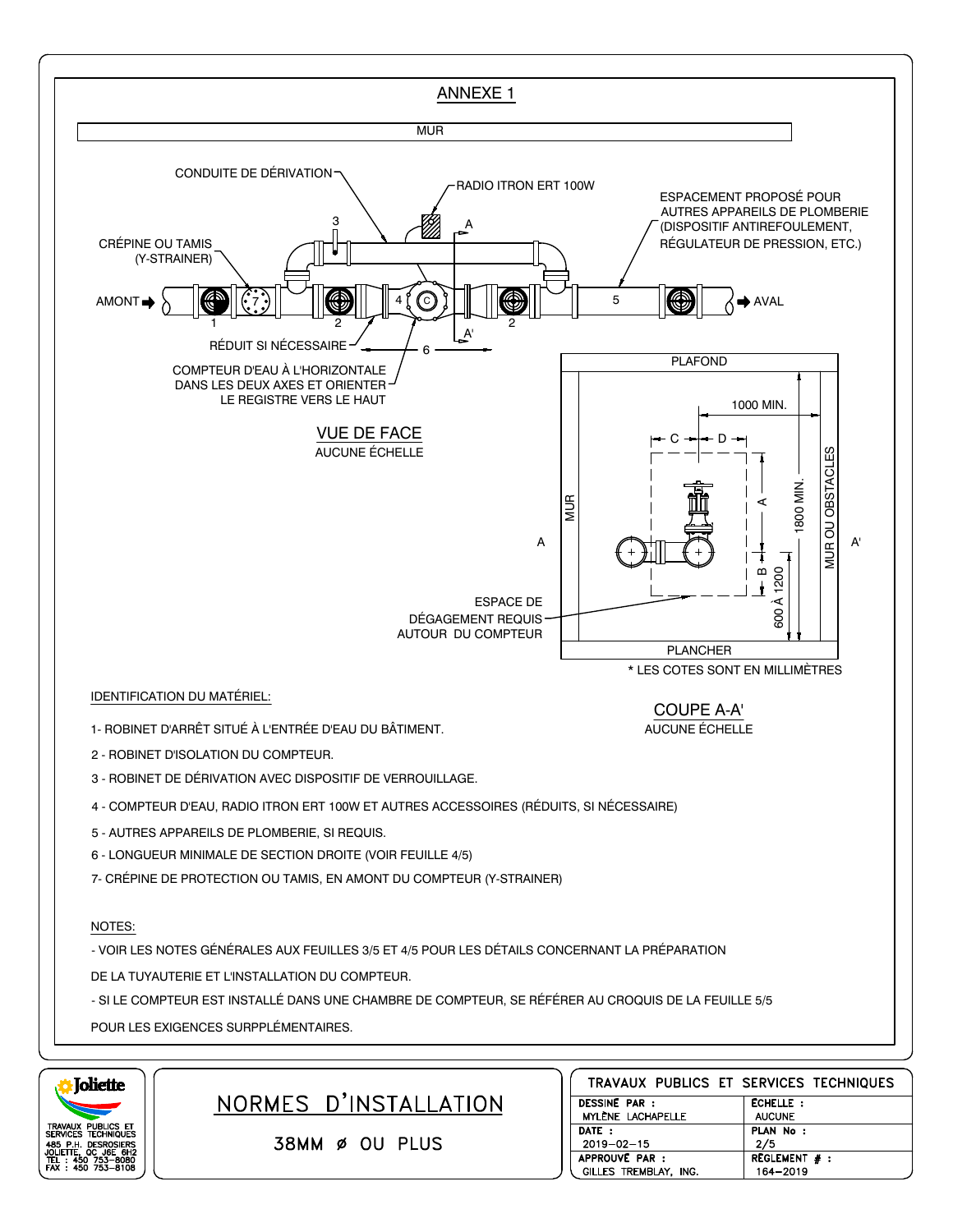# ANNEXE 1

MUR

CONDUITE DE DÉRIVATION

RADIO ITRON ERT 100W

ESPACEMENT PROPOSÉ POUR AUTRES APPAREILS DE PLOMBERIE (DISPOSITIF ANTIREFOULEMENT, RÉGULATEUR DE PRESSION, ETC.)

CRÉPINE OU TAMIS (Y-STRAINER)

AMONT ➡ 1 7 2 4 C 2 5 ➡ AVAL

RÉDUIT SI NÉCESSAIRE

6

COMPTEUR D'EAU À L'HORIZONTALE DANS LES DEUX AXES ET ORIENTER LE REGISTRE VERS LE HAUT

## VUE DE FACE

AUCUNE ÉCHELLE

PLAFOND

1000 MIN.

C D

A

B

1800 MIN.

600 À 1200

MUR

MUR OU OBSTACLES

A A'

ESPACE DE DÉGAGEMENT REQUIS AUTOUR DU COMPTEUR

PLANCHER

\* LES COTES SONT EN MILLIMÈTRES

## COUPE A-A'

AUCUNE ÉCHELLE

IDENTIFICATION DU MATÉRIEL:

1- ROBINET D'ARRÊT SITUÉ À L'ENTRÉE D'EAU DU BÂTIMENT.

2 - ROBINET D'ISOLATION DU COMPTEUR.

3 - ROBINET DE DÉRIVATION AVEC DISPOSITIF DE VERROUILLAGE.

4 - COMPTEUR D'EAU, RADIO ITRON ERT 100W ET AUTRES ACCESSOIRES (RÉDUITS, SI NÉCESSAIRE)

5 - AUTRES APPAREILS DE PLOMBERIE, SI REQUIS.

6 - LONGUEUR MINIMALE DE SECTION DROITE (VOIR FEUILLE 4/5)

7- CRÉPINE DE PROTECTION OU TAMIS, EN AMONT DU COMPTEUR (Y-STRAINER)

NOTES:

- VOIR LES NOTES GÉNÉRALES AUX FEUILLES 3/5 ET 4/5 POUR LES DÉTAILS CONCERNANT LA PRÉPARATION DE LA TUYAUTERIE ET L'INSTALLATION DU COMPTEUR.

- SI LE COMPTEUR EST INSTALLÉ DANS UNE CHAMBRE DE COMPTEUR, SE RÉFÉRER AU CROQUIS DE LA FEUILLE 5/5 POUR LES EXIGENCES SURPPLÉMENTAIRES.

Joliette

TRAVAUX PUBLICS ET SERVICES TECHNIQUES
485 P.H. DESROSIERS
JOLIETTE, QC J6E 6H2
TEL : 450 753-8080
FAX : 450 753-8108

## NORMES D'INSTALLATION

38MM ø OU PLUS

| TRAVAUX PUBLICS ET SERVICES TECHNIQUES | |
|---|---|
| DESSINÉ PAR : MYLÈNE LACHAPELLE | ÉCHELLE : AUCUNE |
| DATE : 2019-02-15 | PLAN No : 2/5 |
| APPROUVÉ PAR : GILLES TREMBLAY, ING. | RÈGLEMENT # : 164-2019 |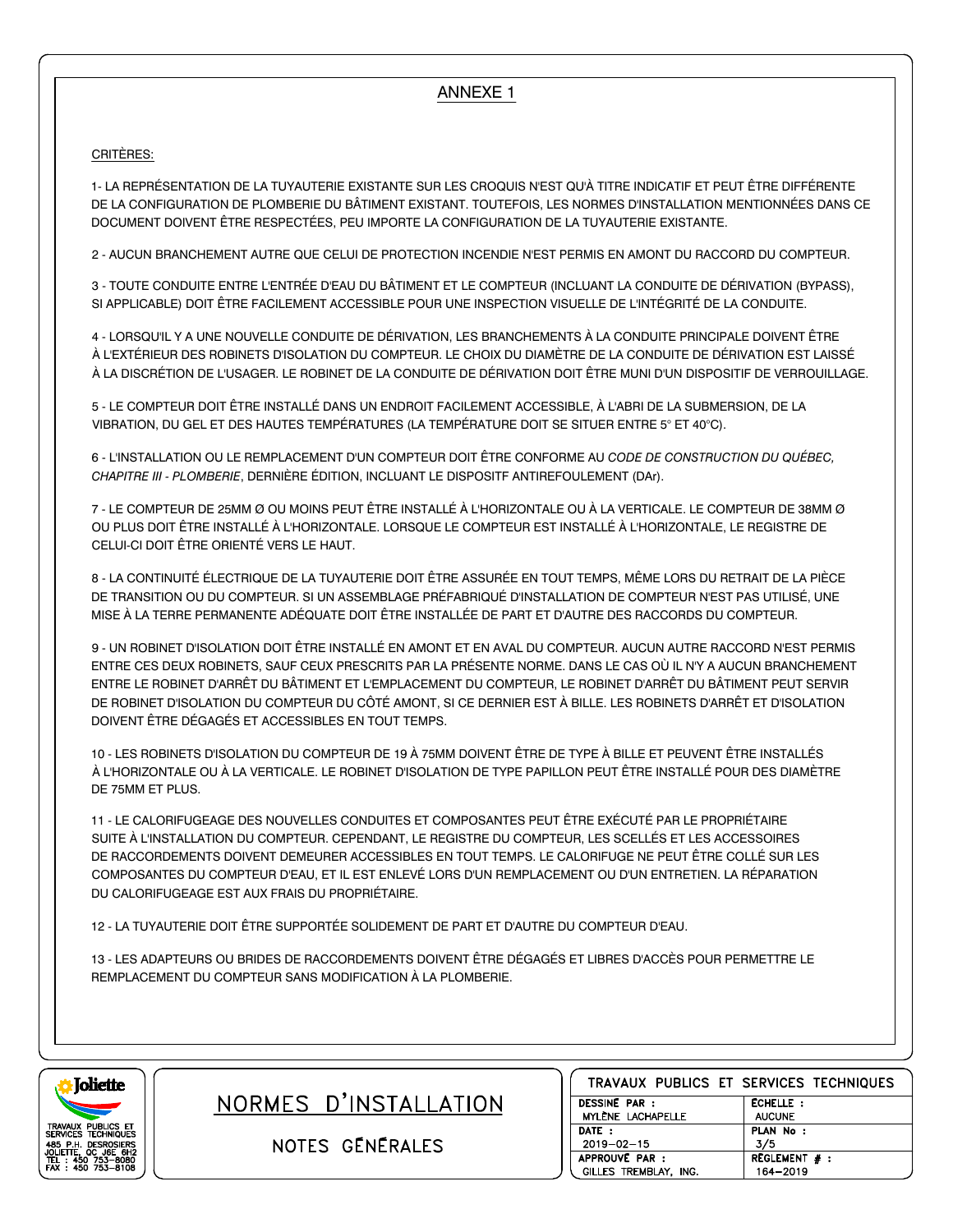# ANNEXE 1

CRITÈRES:

1- LA REPRÉSENTATION DE LA TUYAUTERIE EXISTANTE SUR LES CROQUIS N'EST QU'À TITRE INDICATIF ET PEUT ÊTRE DIFFÉRENTE DE LA CONFIGURATION DE PLOMBERIE DU BÂTIMENT EXISTANT. TOUTEFOIS, LES NORMES D'INSTALLATION MENTIONNÉES DANS CE DOCUMENT DOIVENT ÊTRE RESPECTÉES, PEU IMPORTE LA CONFIGURATION DE LA TUYAUTERIE EXISTANTE.

2 - AUCUN BRANCHEMENT AUTRE QUE CELUI DE PROTECTION INCENDIE N'EST PERMIS EN AMONT DU RACCORD DU COMPTEUR.

3 - TOUTE CONDUITE ENTRE L'ENTRÉE D'EAU DU BÂTIMENT ET LE COMPTEUR (INCLUANT LA CONDUITE DE DÉRIVATION (BYPASS), SI APPLICABLE) DOIT ÊTRE FACILEMENT ACCESSIBLE POUR UNE INSPECTION VISUELLE DE L'INTÉGRITÉ DE LA CONDUITE.

4 - LORSQU'IL Y A UNE NOUVELLE CONDUITE DE DÉRIVATION, LES BRANCHEMENTS À LA CONDUITE PRINCIPALE DOIVENT ÊTRE À L'EXTÉRIEUR DES ROBINETS D'ISOLATION DU COMPTEUR. LE CHOIX DU DIAMÈTRE DE LA CONDUITE DE DÉRIVATION EST LAISSÉ À LA DISCRÉTION DE L'USAGER. LE ROBINET DE LA CONDUITE DE DÉRIVATION DOIT ÊTRE MUNI D'UN DISPOSITIF DE VERROUILLAGE.

5 - LE COMPTEUR DOIT ÊTRE INSTALLÉ DANS UN ENDROIT FACILEMENT ACCESSIBLE, À L'ABRI DE LA SUBMERSION, DE LA VIBRATION, DU GEL ET DES HAUTES TEMPÉRATURES (LA TEMPÉRATURE DOIT SE SITUER ENTRE 5° ET 40°C).

6 - L'INSTALLATION OU LE REMPLACEMENT D'UN COMPTEUR DOIT ÊTRE CONFORME AU *CODE DE CONSTRUCTION DU QUÉBEC, CHAPITRE III - PLOMBERIE*, DERNIÈRE ÉDITION, INCLUANT LE DISPOSITF ANTIREFOULEMENT (DAr).

7 - LE COMPTEUR DE 25MM Ø OU MOINS PEUT ÊTRE INSTALLÉ À L'HORIZONTALE OU À LA VERTICALE. LE COMPTEUR DE 38MM Ø OU PLUS DOIT ÊTRE INSTALLÉ À L'HORIZONTALE. LORSQUE LE COMPTEUR EST INSTALLÉ À L'HORIZONTALE, LE REGISTRE DE CELUI-CI DOIT ÊTRE ORIENTÉ VERS LE HAUT.

8 - LA CONTINUITÉ ÉLECTRIQUE DE LA TUYAUTERIE DOIT ÊTRE ASSURÉE EN TOUT TEMPS, MÊME LORS DU RETRAIT DE LA PIÈCE DE TRANSITION OU DU COMPTEUR. SI UN ASSEMBLAGE PRÉFABRIQUÉ D'INSTALLATION DE COMPTEUR N'EST PAS UTILISÉ, UNE MISE À LA TERRE PERMANENTE ADÉQUATE DOIT ÊTRE INSTALLÉE DE PART ET D'AUTRE DES RACCORDS DU COMPTEUR.

9 - UN ROBINET D'ISOLATION DOIT ÊTRE INSTALLÉ EN AMONT ET EN AVAL DU COMPTEUR. AUCUN AUTRE RACCORD N'EST PERMIS ENTRE CES DEUX ROBINETS, SAUF CEUX PRESCRITS PAR LA PRÉSENTE NORME. DANS LE CAS OÙ IL N'Y A AUCUN BRANCHEMENT ENTRE LE ROBINET D'ARRÊT DU BÂTIMENT ET L'EMPLACEMENT DU COMPTEUR, LE ROBINET D'ARRÊT DU BÂTIMENT PEUT SERVIR DE ROBINET D'ISOLATION DU COMPTEUR DU CÔTÉ AMONT, SI CE DERNIER EST À BILLE. LES ROBINETS D'ARRÊT ET D'ISOLATION DOIVENT ÊTRE DÉGAGÉS ET ACCESSIBLES EN TOUT TEMPS.

10 - LES ROBINETS D'ISOLATION DU COMPTEUR DE 19 À 75MM DOIVENT ÊTRE DE TYPE À BILLE ET PEUVENT ÊTRE INSTALLÉS À L'HORIZONTALE OU À LA VERTICALE. LE ROBINET D'ISOLATION DE TYPE PAPILLON PEUT ÊTRE INSTALLÉ POUR DES DIAMÈTRE DE 75MM ET PLUS.

11 - LE CALORIFUGEAGE DES NOUVELLES CONDUITES ET COMPOSANTES PEUT ÊTRE EXÉCUTÉ PAR LE PROPRIÉTAIRE SUITE À L'INSTALLATION DU COMPTEUR. CEPENDANT, LE REGISTRE DU COMPTEUR, LES SCELLÉS ET LES ACCESSOIRES DE RACCORDEMENTS DOIVENT DEMEURER ACCESSIBLES EN TOUT TEMPS. LE CALORIFUGE NE PEUT ÊTRE COLLÉ SUR LES COMPOSANTES DU COMPTEUR D'EAU, ET IL EST ENLEVÉ LORS D'UN REMPLACEMENT OU D'UN ENTRETIEN. LA RÉPARATION DU CALORIFUGEAGE EST AUX FRAIS DU PROPRIÉTAIRE.

12 - LA TUYAUTERIE DOIT ÊTRE SUPPORTÉE SOLIDEMENT DE PART ET D'AUTRE DU COMPTEUR D'EAU.

13 - LES ADAPTEURS OU BRIDES DE RACCORDEMENTS DOIVENT ÊTRE DÉGAGÉS ET LIBRES D'ACCÈS POUR PERMETTRE LE REMPLACEMENT DU COMPTEUR SANS MODIFICATION À LA PLOMBERIE.

Joliette
TRAVAUX PUBLICS ET SERVICES TECHNIQUES
485 P.H. DESROSIERS
JOLIETTE, QC J6E 6H2
TEL : 450 753-8080
FAX : 450 753-8108

## NORMES D'INSTALLATION

NOTES GÉNÉRALES

| TRAVAUX PUBLICS ET SERVICES TECHNIQUES | |
|---|---|
| DESSINÉ PAR : MYLÈNE LACHAPELLE | ÉCHELLE : AUCUNE |
| DATE : 2019-02-15 | PLAN No : 3/5 |
| APPROUVÉ PAR : GILLES TREMBLAY, ING. | RÈGLEMENT # : 164-2019 |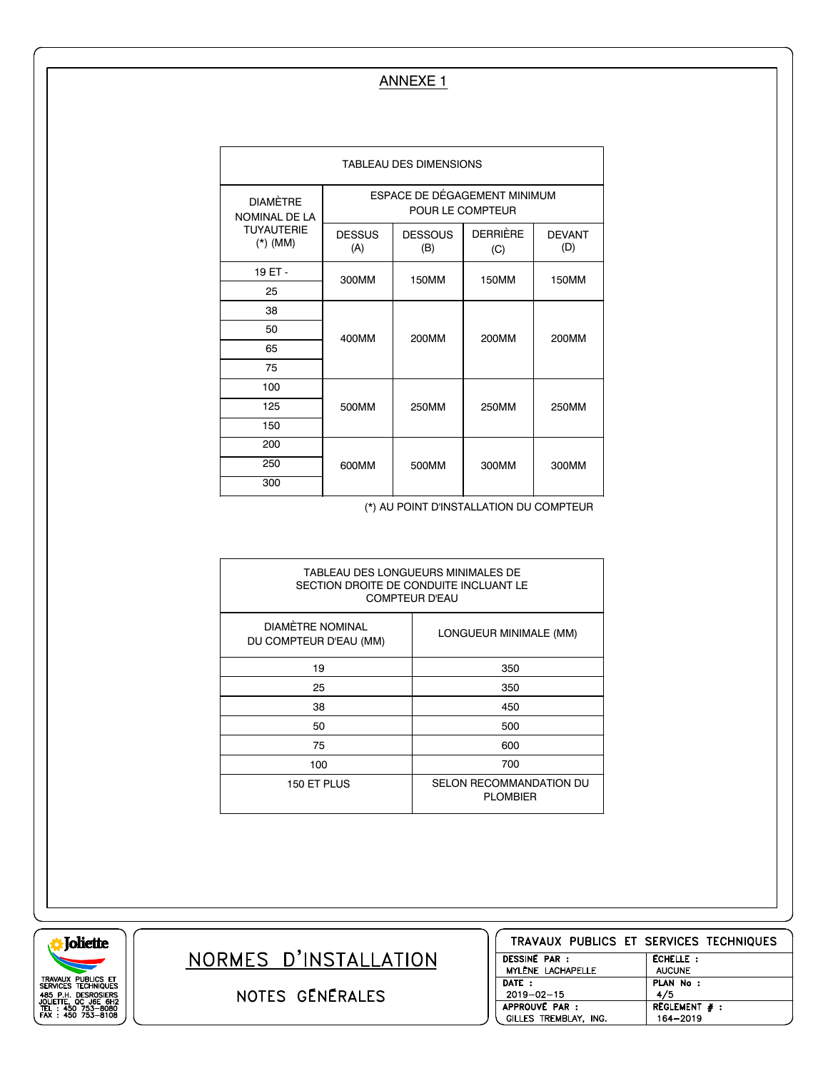# ANNEXE 1

| TABLEAU DES DIMENSIONS | | | | |
|---|---|---|---|---|
| DIAMÈTRE NOMINAL DE LA TUYAUTERIE (*) (MM) | ESPACE DE DÉGAGEMENT MINIMUM POUR LE COMPTEUR | | | |
| | DESSUS (A) | DESSOUS (B) | DERRIÈRE (C) | DEVANT (D) |
| 19 ET - 25 | 300MM | 150MM | 150MM | 150MM |
| 38 | 400MM | 200MM | 200MM | 200MM |
| 50 | | | | |
| 65 | | | | |
| 75 | | | | |
| 100 | 500MM | 250MM | 250MM | 250MM |
| 125 | | | | |
| 150 | | | | |
| 200 | 600MM | 500MM | 300MM | 300MM |
| 250 | | | | |
| 300 | | | | |

(*) AU POINT D'INSTALLATION DU COMPTEUR

| TABLEAU DES LONGUEURS MINIMALES DE SECTION DROITE DE CONDUITE INCLUANT LE COMPTEUR D'EAU | |
|---|---|
| DIAMÈTRE NOMINAL DU COMPTEUR D'EAU (MM) | LONGUEUR MINIMALE (MM) |
| 19 | 350 |
| 25 | 350 |
| 38 | 450 |
| 50 | 500 |
| 75 | 600 |
| 100 | 700 |
| 150 ET PLUS | SELON RECOMMANDATION DU PLOMBIER |

Joliette
TRAVAUX PUBLICS ET SERVICES TECHNIQUES
485 P.H. DESROSIERS
JOLIETTE, QC J6E 6H2
TEL : 450 753-8080
FAX : 450 753-8108

## NORMES D'INSTALLATION

NOTES GÉNÉRALES

| TRAVAUX PUBLICS ET SERVICES TECHNIQUES | |
|---|---|
| DESSINÉ PAR : MYLÈNE LACHAPELLE | ÉCHELLE : AUCUNE |
| DATE : 2019-02-15 | PLAN No : 4/5 |
| APPROUVÉ PAR : GILLES TREMBLAY, ING. | RÈGLEMENT # : 164-2019 |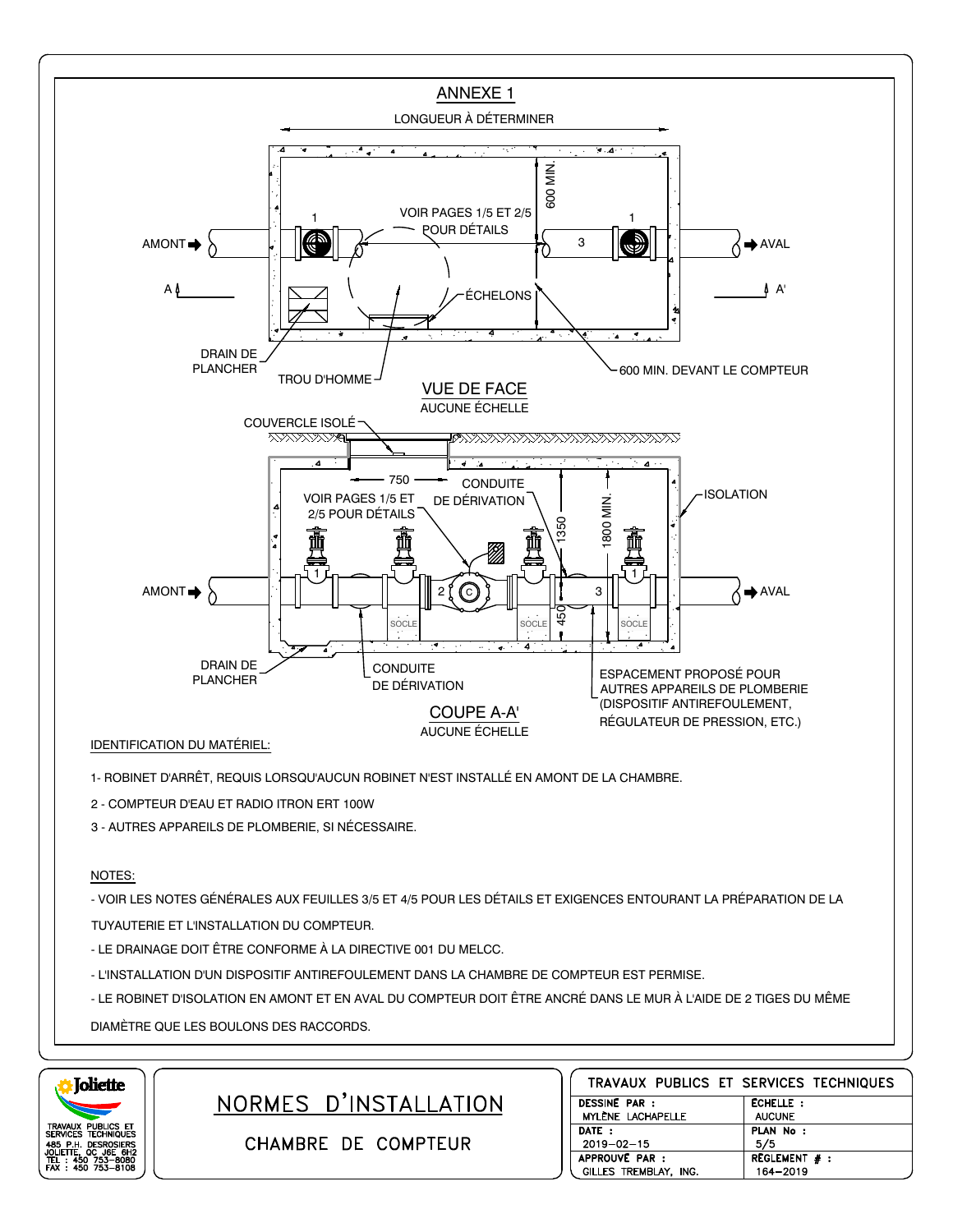# ANNEXE 1

LONGUEUR À DÉTERMINER

600 MIN.

VOIR PAGES 1/5 ET 2/5 POUR DÉTAILS

1

1

3

AMONT

AVAL

A

A'

ÉCHELONS

DRAIN DE PLANCHER

TROU D'HOMME

600 MIN. DEVANT LE COMPTEUR

## VUE DE FACE

AUCUNE ÉCHELLE

COUVERCLE ISOLÉ

750

CONDUITE DE DÉRIVATION

VOIR PAGES 1/5 ET 2/5 POUR DÉTAILS

ISOLATION

1350

1800 MIN.

450

1

2

C

3

1

AMONT

AVAL

SOCLE

SOCLE

SOCLE

DRAIN DE PLANCHER

CONDUITE DE DÉRIVATION

ESPACEMENT PROPOSÉ POUR AUTRES APPAREILS DE PLOMBERIE (DISPOSITIF ANTIREFOULEMENT, RÉGULATEUR DE PRESSION, ETC.)

## COUPE A-A'

AUCUNE ÉCHELLE

IDENTIFICATION DU MATÉRIEL:

1- ROBINET D'ARRÊT, REQUIS LORSQU'AUCUN ROBINET N'EST INSTALLÉ EN AMONT DE LA CHAMBRE.

2 - COMPTEUR D'EAU ET RADIO ITRON ERT 100W

3 - AUTRES APPAREILS DE PLOMBERIE, SI NÉCESSAIRE.

NOTES:

- VOIR LES NOTES GÉNÉRALES AUX FEUILLES 3/5 ET 4/5 POUR LES DÉTAILS ET EXIGENCES ENTOURANT LA PRÉPARATION DE LA TUYAUTERIE ET L'INSTALLATION DU COMPTEUR.

- LE DRAINAGE DOIT ÊTRE CONFORME À LA DIRECTIVE 001 DU MELCC.

- L'INSTALLATION D'UN DISPOSITIF ANTIREFOULEMENT DANS LA CHAMBRE DE COMPTEUR EST PERMISE.

- LE ROBINET D'ISOLATION EN AMONT ET EN AVAL DU COMPTEUR DOIT ÊTRE ANCRÉ DANS LE MUR À L'AIDE DE 2 TIGES DU MÊME DIAMÈTRE QUE LES BOULONS DES RACCORDS.

Joliette
TRAVAUX PUBLICS ET SERVICES TECHNIQUES
485 P.H. DESROSIERS
JOLIETTE, QC J6E 6H2
TEL : 450 753-8080
FAX : 450 753-8108

NORMES D'INSTALLATION

CHAMBRE DE COMPTEUR

| TRAVAUX PUBLICS ET SERVICES TECHNIQUES | |
|---|---|
| DESSINÉ PAR : MYLÈNE LACHAPELLE | ÉCHELLE : AUCUNE |
| DATE : 2019-02-15 | PLAN No : 5/5 |
| APPROUVÉ PAR : GILLES TREMBLAY, ING. | RÈGLEMENT # : 164-2019 |